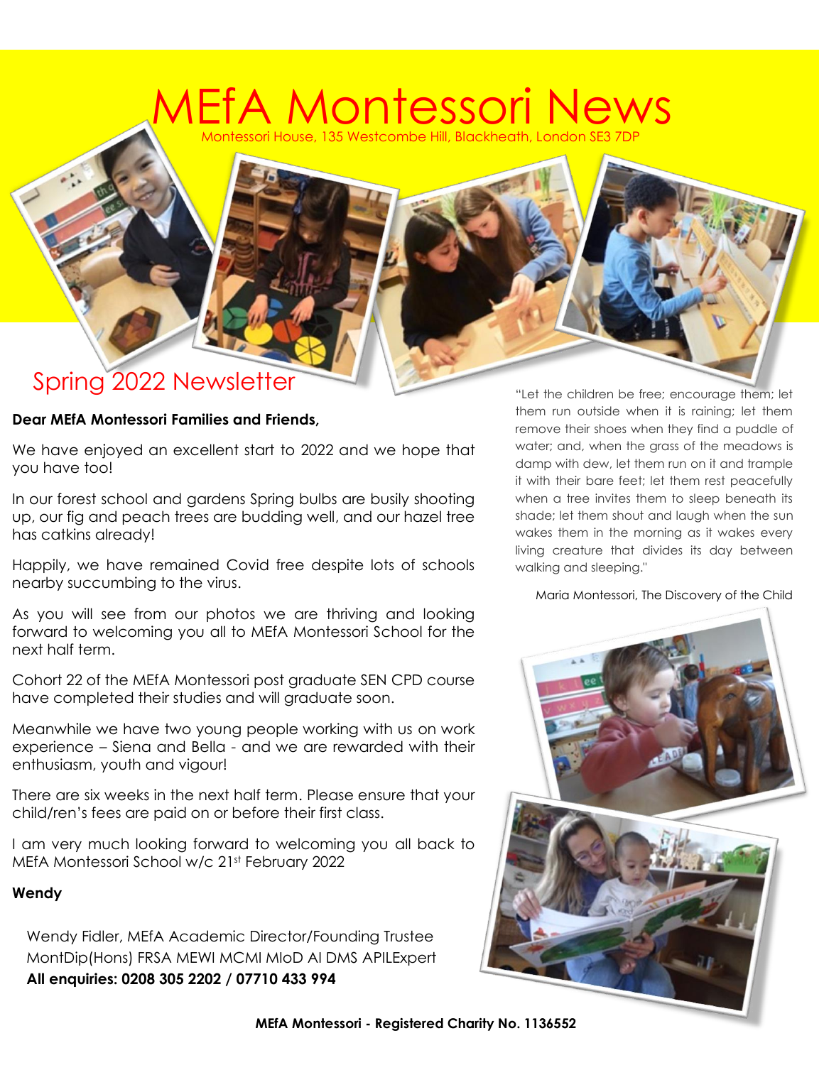# MEfA Montessori News

Montessori House, 135 Westcombe Hill, Blackheath, London SE3 7DP

## Spring 2022 Newsletter

**Dear MEfA Montessori Families and Friends,**

We have enjoyed an excellent start to 2022 and we hope that you have too!

In our forest school and gardens Spring bulbs are busily shooting up, our fig and peach trees are budding well, and our hazel tree has catkins already!

Happily, we have remained Covid free despite lots of schools nearby succumbing to the virus.

As you will see from our photos we are thriving and looking forward to welcoming you all to MEfA Montessori School for the next half term.

Cohort 22 of the MEfA Montessori post graduate SEN CPD course have completed their studies and will graduate soon.

Meanwhile we have two young people working with us on work experience – Siena and Bella - and we are rewarded with their enthusiasm, youth and vigour!

There are six weeks in the next half term. Please ensure that your child/ren's fees are paid on or before their first class.

I am very much looking forward to welcoming you all back to MEfA Montessori School w/c 21st February 2022

**Wendy**

Wendy Fidler, MEfA Academic Director/Founding Trustee
MontDip(Hons) FRSA MEWI MCMI MIoD AI DMS APILExpert
**All enquiries: 0208 305 2202 / 07710 433 994**

"Let the children be free; encourage them; let them run outside when it is raining; let them remove their shoes when they find a puddle of water; and, when the grass of the meadows is damp with dew, let them run on it and trample it with their bare feet; let them rest peacefully when a tree invites them to sleep beneath its shade; let them shout and laugh when the sun wakes them in the morning as it wakes every living creature that divides its day between walking and sleeping."

Maria Montessori, The Discovery of the Child

**MEfA Montessori - Registered Charity No. 1136552**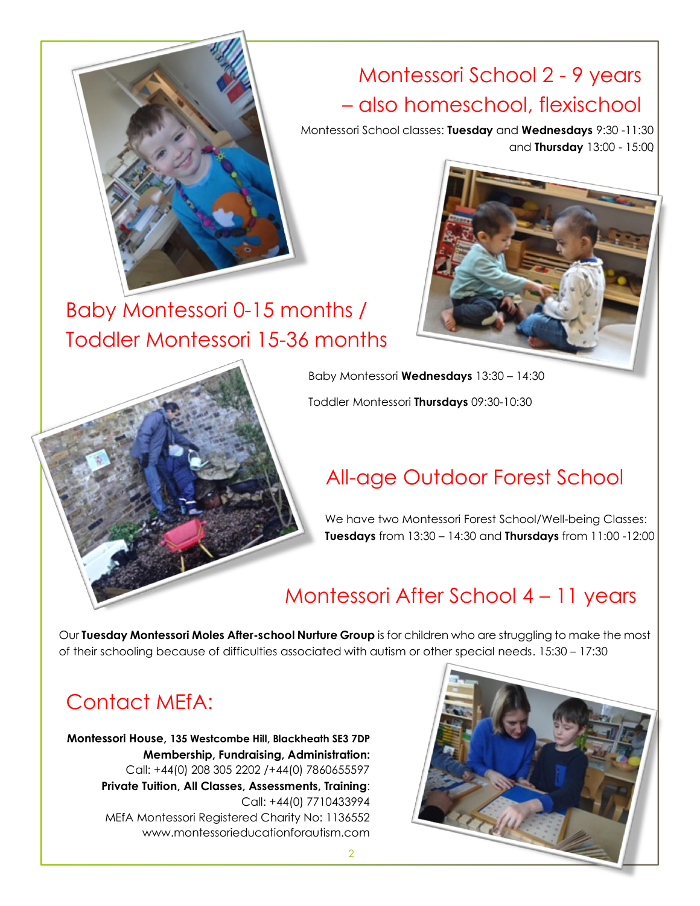## Montessori School 2 - 9 years – also homeschool, flexischool

Montessori School classes: **Tuesday** and **Wednesdays** 9:30 -11:30 and **Thursday** 13:00 - 15:00

## Baby Montessori 0-15 months / Toddler Montessori 15-36 months

Baby Montessori **Wednesdays** 13:30 – 14:30

Toddler Montessori **Thursdays** 09:30-10:30

## All-age Outdoor Forest School

We have two Montessori Forest School/Well-being Classes: **Tuesdays** from 13:30 – 14:30 and **Thursdays** from 11:00 -12:00

## Montessori After School 4 – 11 years

Our **Tuesday Montessori Moles After-school Nurture Group** is for children who are struggling to make the most of their schooling because of difficulties associated with autism or other special needs. 15:30 – 17:30

## Contact MEfA:

**Montessori House, 135 Westcombe Hill, Blackheath SE3 7DP**
**Membership, Fundraising, Administration:**
Call: +44(0) 208 305 2202 /+44(0) 7860655597
**Private Tuition, All Classes, Assessments, Training**:
Call: +44(0) 7710433994
MEfA Montessori Registered Charity No: 1136552
www.montessorieducationforautism.com